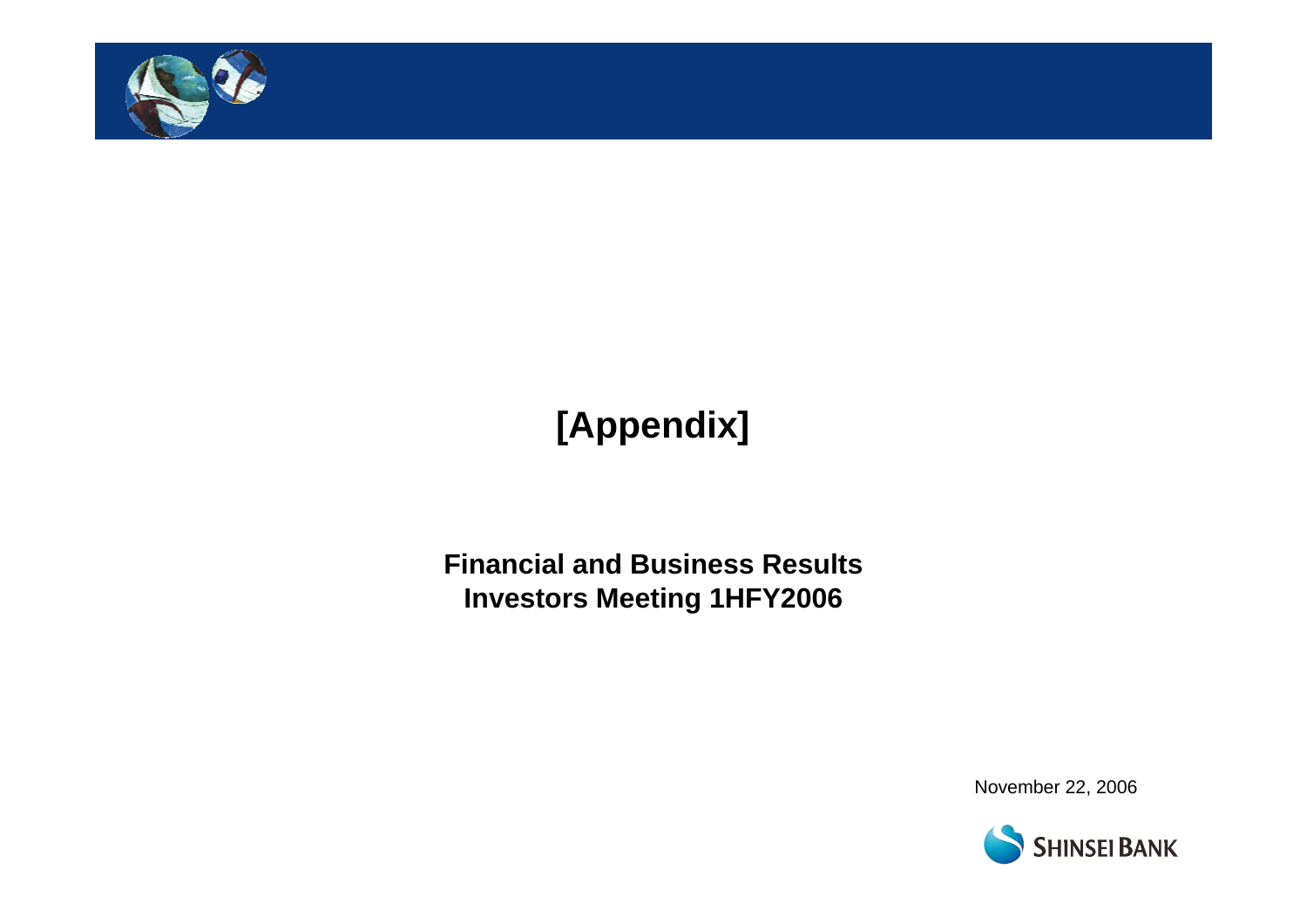# [Appendix]

**Financial and Business Results**
**Investors Meeting 1HFY2006**

November 22, 2006

SHINSEI BANK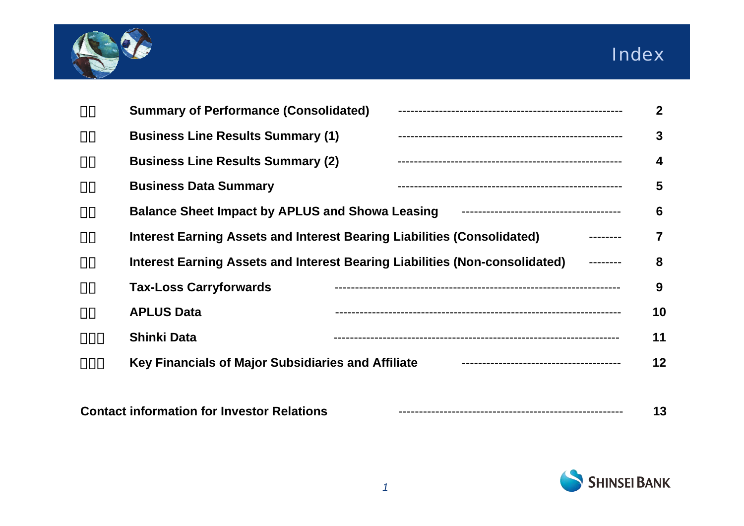# Index

| | | |
|---|---|---|
| □□ | **Summary of Performance (Consolidated)** | **2** |
| □□ | **Business Line Results Summary (1)** | **3** |
| □□ | **Business Line Results Summary (2)** | **4** |
| □□ | **Business Data Summary** | **5** |
| □□ | **Balance Sheet Impact by APLUS and Showa Leasing** | **6** |
| □□ | **Interest Earning Assets and Interest Bearing Liabilities (Consolidated)** | **7** |
| □□ | **Interest Earning Assets and Interest Bearing Liabilities (Non-consolidated)** | **8** |
| □□ | **Tax-Loss Carryforwards** | **9** |
| □□ | **APLUS Data** | **10** |
| □□□ | **Shinki Data** | **11** |
| □□□ | **Key Financials of Major Subsidiaries and Affiliate** | **12** |

**Contact information for Investor Relations** ---------------------------------------------------- **13**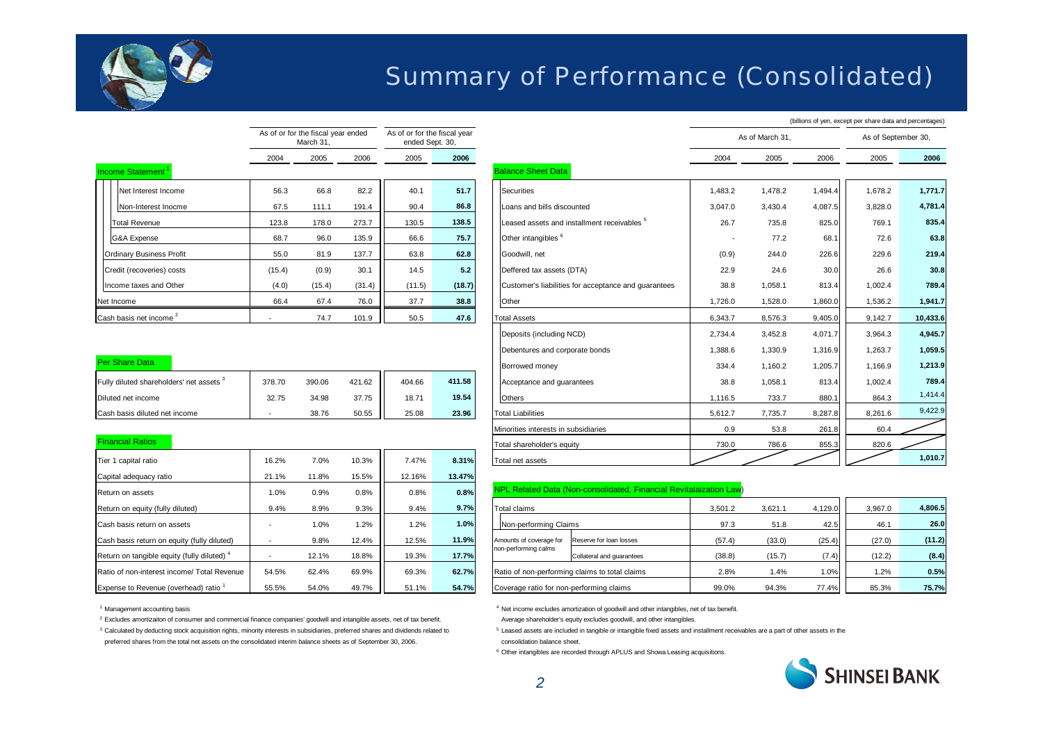# Summary of Performance (Consolidated)

(billions of yen, except per share data and percentages)

| | As of or for the fiscal year ended March 31, | | | As of or for the fiscal year ended Sept. 30, | |
|---|---|---|---|---|---|
| | 2004 | 2005 | 2006 | 2005 | 2006 |
| **Income Statement [1]** | | | | | |
| Net Interest Income | 56.3 | 66.8 | 82.2 | 40.1 | 51.7 |
| Non-Interest Inocme | 67.5 | 111.1 | 191.4 | 90.4 | 86.8 |
| Total Revenue | 123.8 | 178.0 | 273.7 | 130.5 | 138.5 |
| G&A Expense | 68.7 | 96.0 | 135.9 | 66.6 | 75.7 |
| Ordinary Business Profit | 55.0 | 81.9 | 137.7 | 63.8 | 62.8 |
| Credit (recoveries) costs | (15.4) | (0.9) | 30.1 | 14.5 | 5.2 |
| Income taxes and Other | (4.0) | (15.4) | (31.4) | (11.5) | (18.7) |
| Net Income | 66.4 | 67.4 | 76.0 | 37.7 | 38.8 |
| Cash basis net income [2] | - | 74.7 | 101.9 | 50.5 | 47.6 |
| **Per Share Data** | | | | | |
| Fully diluted shareholders' net assets [3] | 378.70 | 390.06 | 421.62 | 404.66 | 411.58 |
| Diluted net income | 32.75 | 34.98 | 37.75 | 18.71 | 19.54 |
| Cash basis diluted net income | - | 38.76 | 50.55 | 25.08 | 23.96 |
| **Financial Ratios** | | | | | |
| Tier 1 capital ratio | 16.2% | 7.0% | 10.3% | 7.47% | 8.31% |
| Capital adequacy ratio | 21.1% | 11.8% | 15.5% | 12.16% | 13.47% |
| Return on assets | 1.0% | 0.9% | 0.8% | 0.8% | 0.8% |
| Return on equity (fully diluted) | 9.4% | 8.9% | 9.3% | 9.4% | 9.7% |
| Cash basis return on assets | - | 1.0% | 1.2% | 1.2% | 1.0% |
| Cash basis return on equity (fully diluted) | - | 9.8% | 12.4% | 12.5% | 11.9% |
| Return on tangible equity (fully diluted) [4] | - | 12.1% | 18.8% | 19.3% | 17.7% |
| Ratio of non-interest income/ Total Revenue | 54.5% | 62.4% | 69.9% | 69.3% | 62.7% |
| Expense to Revenue (overhead) ratio [1] | 55.5% | 54.0% | 49.7% | 51.1% | 54.7% |

| | As of March 31, | | | As of September 30, | |
|---|---|---|---|---|---|
| | 2004 | 2005 | 2006 | 2005 | 2006 |
| **Balance Sheet Data** | | | | | |
| Securities | 1,483.2 | 1,478.2 | 1,494.4 | 1,678.2 | 1,771.7 |
| Loans and bills discounted | 3,047.0 | 3,430.4 | 4,087.5 | 3,828.0 | 4,781.4 |
| Leased assets and installment receivables [5] | 26.7 | 735.8 | 825.0 | 769.1 | 835.4 |
| Other intangibles [6] | - | 77.2 | 68.1 | 72.6 | 63.8 |
| Goodwill, net | (0.9) | 244.0 | 226.6 | 229.6 | 219.4 |
| Deffered tax assets (DTA) | 22.9 | 24.6 | 30.0 | 26.6 | 30.8 |
| Customer's liabilities for acceptance and guarantees | 38.8 | 1,058.1 | 813.4 | 1,002.4 | 789.4 |
| Other | 1,726.0 | 1,528.0 | 1,860.0 | 1,536.2 | 1,941.7 |
| Total Assets | 6,343.7 | 8,576.3 | 9,405.0 | 9,142.7 | 10,433.6 |
| Deposits (including NCD) | 2,734.4 | 3,452.8 | 4,071.7 | 3,964.3 | 4,945.7 |
| Debentures and corporate bonds | 1,388.6 | 1,330.9 | 1,316.9 | 1,263.7 | 1,059.5 |
| Borrowed money | 334.4 | 1,160.2 | 1,205.7 | 1,166.9 | 1,213.9 |
| Acceptance and guarantees | 38.8 | 1,058.1 | 813.4 | 1,002.4 | 789.4 |
| Others | 1,116.5 | 733.7 | 880.1 | 864.3 | 1,414.4 |
| Total Liabilities | 5,612.7 | 7,735.7 | 8,287.8 | 8,261.6 | 9,422.9 |
| Minorities interests in subsidiaries | 0.9 | 53.8 | 261.8 | 60.4 | |
| Total shareholder's equity | 730.0 | 786.6 | 855.3 | 820.6 | |
| Total net assets | | | | | 1,010.7 |

| NPL Related Data (Non-consolidated, Financial Revitalaization Law) | | 2004 | 2005 | 2006 | 2005 | 2006 |
|---|---|---|---|---|---|---|
| Total claims | | 3,501.2 | 3,621.1 | 4,129.0 | 3,967.0 | 4,806.5 |
| Non-performing Claims | | 97.3 | 51.8 | 42.5 | 46.1 | 26.0 |
| Amounts of coverage for non-performing calims | Reserve for loan losses | (57.4) | (33.0) | (25.4) | (27.0) | (11.2) |
| | Collateral and guarantees | (38.8) | (15.7) | (7.4) | (12.2) | (8.4) |
| Ratio of non-performing claims to total claims | | 2.8% | 1.4% | 1.0% | 1.2% | 0.5% |
| Coverage ratio for non-performing claims | | 99.0% | 94.3% | 77.4% | 85.3% | 75.7% |

[1] Management accounting basis

[2] Excludes amortizaiton of consumer and commercial finance companies' goodwill and intangible assets, net of tax benefit.

[3] Calculated by deducting stock acquisition rights, minority interests in subsidiaries, preferred shares and dividends related to preferred shares from the total net assets on the consolidated interim balance sheets as of September 30, 2006.

[4] Net income excludes amortization of goodwill and other intangibles, net of tax benefit. Average shareholder's equity excludes goodwill, and other intangibles.

[5] Leased assets are included in tangible or intangible fixed assets and installment receivables are a part of other assets in the consolidation balance sheet.

[6] Other intangibles are recorded through APLUS and Showa Leasing acquisitions.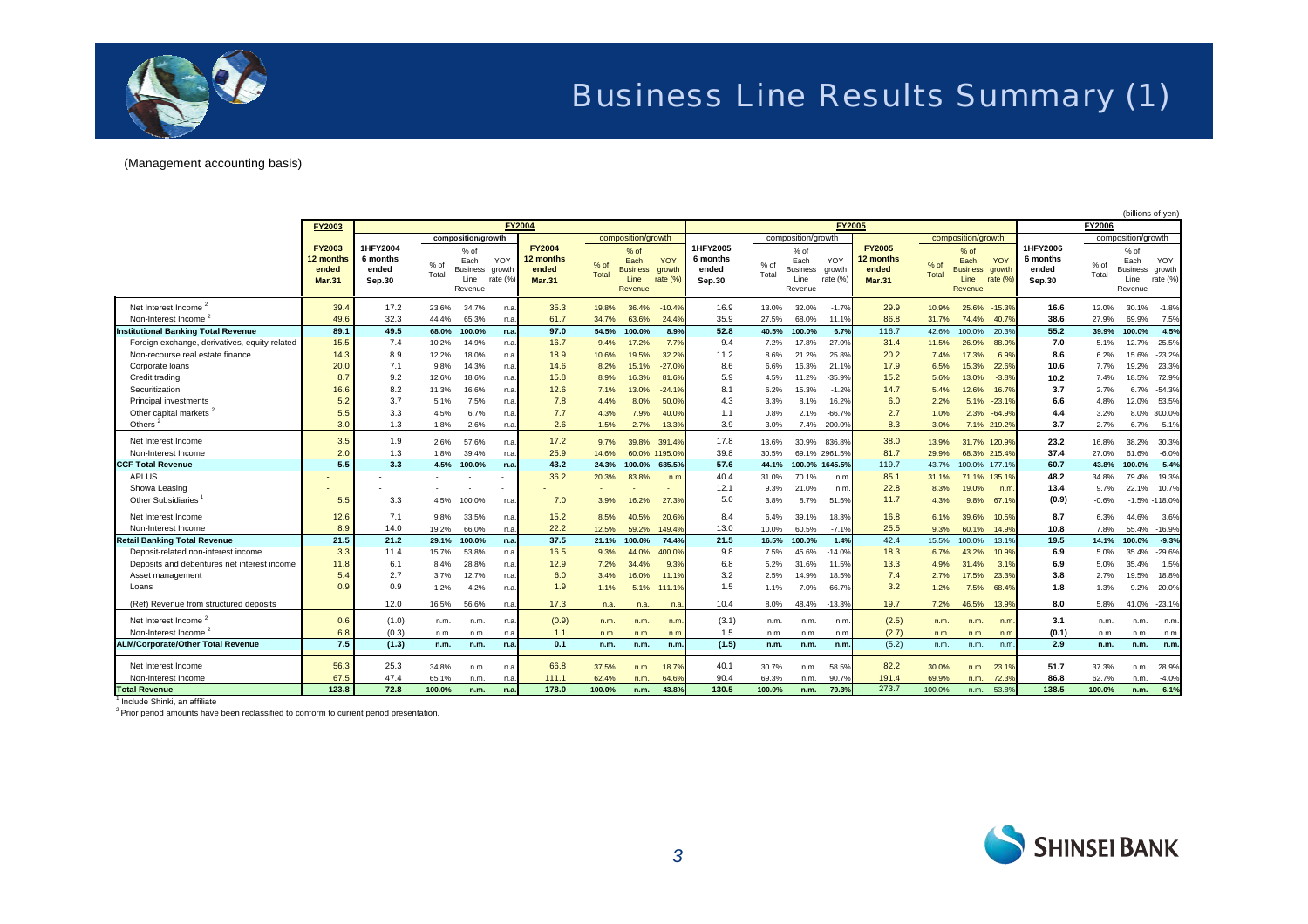# Business Line Results Summary (1)

(Management accounting basis)

(billions of yen)

| | FY2003 | FY2004 | | | | | | | | FY2005 | | | | | | | | FY2006 | | | |
|---|---|---|---|---|---|---|---|---|---|---|---|---|---|---|---|---|---|---|---|---|---|
| | | | composition/growth | | | | composition/growth | | | | composition/growth | | | | composition/growth | | | | composition/growth | | |
| | FY2003 12 months ended Mar.31 | 1HFY2004 6 months ended Sep.30 | % of Total | % of Each Business Line Revenue | YOY growth rate (%) | FY2004 12 months ended Mar.31 | % of Total | % of Each Business Line Revenue | YOY growth rate (%) | 1HFY2005 6 months ended Sep.30 | % of Total | % of Each Business Line Revenue | YOY growth rate (%) | FY2005 12 months ended Mar.31 | % of Total | % of Each Business Line Revenue | YOY growth rate (%) | 1HFY2006 6 months ended Sep.30 | % of Total | % of Each Business Line Revenue | YOY growth rate (%) |
| Net Interest Income [2] | 39.4 | 17.2 | 23.6% | 34.7% | n.a. | 35.3 | 19.8% | 36.4% | -10.4% | 16.9 | 13.0% | 32.0% | -1.7% | 29.9 | 10.9% | 25.6% | -15.3% | 16.6 | 12.0% | 30.1% | -1.8% |
| Non-Interest Income [2] | 49.6 | 32.3 | 44.4% | 65.3% | n.a. | 61.7 | 34.7% | 63.6% | 24.4% | 35.9 | 27.5% | 68.0% | 11.1% | 86.8 | 31.7% | 74.4% | 40.7% | 38.6 | 27.9% | 69.9% | 7.5% |
| **Institutional Banking Total Revenue** | **89.1** | **49.5** | **68.0%** | **100.0%** | **n.a.** | **97.0** | **54.5%** | **100.0%** | **8.9%** | **52.8** | **40.5%** | **100.0%** | **6.7%** | **116.7** | **42.6%** | **100.0%** | **20.3%** | **55.2** | **39.9%** | **100.0%** | **4.5%** |
| Foreign exchange, derivatives, equity-related | 15.5 | 7.4 | 10.2% | 14.9% | n.a. | 16.7 | 9.4% | 17.2% | 7.7% | 9.4 | 7.2% | 17.8% | 27.0% | 31.4 | 11.5% | 26.9% | 88.0% | 7.0 | 5.1% | 12.7% | -25.5% |
| Non-recourse real estate finance | 14.3 | 8.9 | 12.2% | 18.0% | n.a. | 18.9 | 10.6% | 19.5% | 32.2% | 11.2 | 8.6% | 21.2% | 25.8% | 20.2 | 7.4% | 17.3% | 6.9% | 8.6 | 6.2% | 15.6% | -23.2% |
| Corporate loans | 20.0 | 7.1 | 9.8% | 14.3% | n.a. | 14.6 | 8.2% | 15.1% | -27.0% | 8.6 | 6.6% | 16.3% | 21.1% | 17.9 | 6.5% | 15.3% | 22.6% | 10.6 | 7.7% | 19.2% | 23.3% |
| Credit trading | 8.7 | 9.2 | 12.6% | 18.6% | n.a. | 15.8 | 8.9% | 16.3% | 81.6% | 5.9 | 4.5% | 11.2% | -35.9% | 15.2 | 5.6% | 13.0% | -3.8% | 10.2 | 7.4% | 18.5% | 72.9% |
| Securitization | 16.6 | 8.2 | 11.3% | 16.6% | n.a. | 12.6 | 7.1% | 13.0% | -24.1% | 8.1 | 6.2% | 15.3% | -1.2% | 14.7 | 5.4% | 12.6% | 16.7% | 3.7 | 2.7% | 6.7% | -54.3% |
| Principal investments | 5.2 | 3.7 | 5.1% | 7.5% | n.a. | 7.8 | 4.4% | 8.0% | 50.0% | 4.3 | 3.3% | 8.1% | 16.2% | 6.0 | 2.2% | 5.1% | -23.1% | 6.6 | 4.8% | 12.0% | 53.5% |
| Other capital markets [2] | 5.5 | 3.3 | 4.5% | 6.7% | n.a. | 7.7 | 4.3% | 7.9% | 40.0% | 1.1 | 0.8% | 2.1% | -66.7% | 2.7 | 1.0% | 2.3% | -64.9% | 4.4 | 3.2% | 8.0% | 300.0% |
| Others [2] | 3.0 | 1.3 | 1.8% | 2.6% | n.a. | 2.6 | 1.5% | 2.7% | -13.3% | 3.9 | 3.0% | 7.4% | 200.0% | 8.3 | 3.0% | 7.1% | 219.2% | 3.7 | 2.7% | 6.7% | -5.1% |
| Net Interest Income | 3.5 | 1.9 | 2.6% | 57.6% | n.a. | 17.2 | 9.7% | 39.8% | 391.4% | 17.8 | 13.6% | 30.9% | 836.8% | 38.0 | 13.9% | 31.7% | 120.9% | 23.2 | 16.8% | 38.2% | 30.3% |
| Non-Interest Income | 2.0 | 1.3 | 1.8% | 39.4% | n.a. | 25.9 | 14.6% | 60.0% | 1195.0% | 39.8 | 30.5% | 69.1% | 2961.5% | 81.7 | 29.9% | 68.3% | 215.4% | 37.4 | 27.0% | 61.6% | -6.0% |
| **CCF Total Revenue** | **5.5** | **3.3** | **4.5%** | **100.0%** | **n.a.** | **43.2** | **24.3%** | **100.0%** | **685.5%** | **57.6** | **44.1%** | **100.0%** | **1645.5%** | **119.7** | **43.7%** | **100.0%** | **177.1%** | **60.7** | **43.8%** | **100.0%** | **5.4%** |
| APLUS | - | - | - | - | - | 36.2 | 20.3% | 83.8% | n.m. | 40.4 | 31.0% | 70.1% | n.m. | 85.1 | 31.1% | 71.1% | 135.1% | 48.2 | 34.8% | 79.4% | 19.3% |
| Showa Leasing | - | - | - | - | - | - | - | - | - | 12.1 | 9.3% | 21.0% | n.m. | 22.8 | 8.3% | 19.0% | n.m. | 13.4 | 9.7% | 22.1% | 10.7% |
| Other Subsidiaries [1] | 5.5 | 3.3 | 4.5% | 100.0% | n.a. | 7.0 | 3.9% | 16.2% | 27.3% | 5.0 | 3.8% | 8.7% | 51.5% | 11.7 | 4.3% | 9.8% | 67.1% | (0.9) | -0.6% | -1.5% | -118.0% |
| Net Interest Income | 12.6 | 7.1 | 9.8% | 33.5% | n.a. | 15.2 | 8.5% | 40.5% | 20.6% | 8.4 | 6.4% | 39.1% | 18.3% | 16.8 | 6.1% | 39.6% | 10.5% | 8.7 | 6.3% | 44.6% | 3.6% |
| Non-Interest Income | 8.9 | 14.0 | 19.2% | 66.0% | n.a. | 22.2 | 12.5% | 59.2% | 149.4% | 13.0 | 10.0% | 60.5% | -7.1% | 25.5 | 9.3% | 60.1% | 14.9% | 10.8 | 7.8% | 55.4% | -16.9% |
| **Retail Banking Total Revenue** | **21.5** | **21.2** | **29.1%** | **100.0%** | **n.a.** | **37.5** | **21.1%** | **100.0%** | **74.4%** | **21.5** | **16.5%** | **100.0%** | **1.4%** | **42.4** | **15.5%** | **100.0%** | **13.1%** | **19.5** | **14.1%** | **100.0%** | **-9.3%** |
| Deposit-related non-interest income | 3.3 | 11.4 | 15.7% | 53.8% | n.a. | 16.5 | 9.3% | 44.0% | 400.0% | 9.8 | 7.5% | 45.6% | -14.0% | 18.3 | 6.7% | 43.2% | 10.9% | 6.9 | 5.0% | 35.4% | -29.6% |
| Deposits and debentures net interest income | 11.8 | 6.1 | 8.4% | 28.8% | n.a. | 12.9 | 7.2% | 34.4% | 9.3% | 6.8 | 5.2% | 31.6% | 11.5% | 13.3 | 4.9% | 31.4% | 3.1% | 6.9 | 5.0% | 35.4% | 1.5% |
| Asset management | 5.4 | 2.7 | 3.7% | 12.7% | n.a. | 6.0 | 3.4% | 16.0% | 11.1% | 3.2 | 2.5% | 14.9% | 18.5% | 7.4 | 2.7% | 17.5% | 23.3% | 3.8 | 2.7% | 19.5% | 18.8% |
| Loans | 0.9 | 0.9 | 1.2% | 4.2% | n.a. | 1.9 | 1.1% | 5.1% | 111.1% | 1.5 | 1.1% | 7.0% | 66.7% | 3.2 | 1.2% | 7.5% | 68.4% | 1.8 | 1.3% | 9.2% | 20.0% |
| (Ref) Revenue from structured deposits | | 12.0 | 16.5% | 56.6% | n.a. | 17.3 | n.a. | n.a. | n.a. | 10.4 | 8.0% | 48.4% | -13.3% | 19.7 | 7.2% | 46.5% | 13.9% | 8.0 | 5.8% | 41.0% | -23.1% |
| Net Interest Income [2] | 0.6 | (1.0) | n.m. | n.m. | n.a. | (0.9) | n.m. | n.m. | n.m. | (3.1) | n.m. | n.m. | n.m. | (2.5) | n.m. | n.m. | n.m. | 3.1 | n.m. | n.m. | n.m. |
| Non-Interest Income [2] | 6.8 | (0.3) | n.m. | n.m. | n.a. | 1.1 | n.m. | n.m. | n.m. | 1.5 | n.m. | n.m. | n.m. | (2.7) | n.m. | n.m. | n.m. | (0.1) | n.m. | n.m. | n.m. |
| **ALM/Corporate/Other Total Revenue** | **7.5** | **(1.3)** | **n.m.** | **n.m.** | **n.a.** | **0.1** | **n.m.** | **n.m.** | **n.m.** | **(1.5)** | **n.m.** | **n.m.** | **n.m.** | **(5.2)** | **n.m.** | **n.m.** | **n.m.** | **2.9** | **n.m.** | **n.m.** | **n.m.** |
| Net Interest Income | 56.3 | 25.3 | 34.8% | n.m. | n.a. | 66.8 | 37.5% | n.m. | 18.7% | 40.1 | 30.7% | n.m. | 58.5% | 82.2 | 30.0% | n.m. | 23.1% | 51.7 | 37.3% | n.m. | 28.9% |
| Non-Interest Income | 67.5 | 47.4 | 65.1% | n.m. | n.a. | 111.1 | 62.4% | n.m. | 64.6% | 90.4 | 69.3% | n.m. | 90.7% | 191.4 | 69.9% | n.m. | 72.3% | 86.8 | 62.7% | n.m. | -4.0% |
| **Total Revenue** | **123.8** | **72.8** | **100.0%** | **n.m.** | **n.a.** | **178.0** | **100.0%** | **n.m.** | **43.8%** | **130.5** | **100.0%** | **n.m.** | **79.3%** | **273.7** | **100.0%** | **n.m.** | **53.8%** | **138.5** | **100.0%** | **n.m.** | **6.1%** |

[1] Include Shinki, an affiliate

[2] Prior period amounts have been reclassified to conform to current period presentation.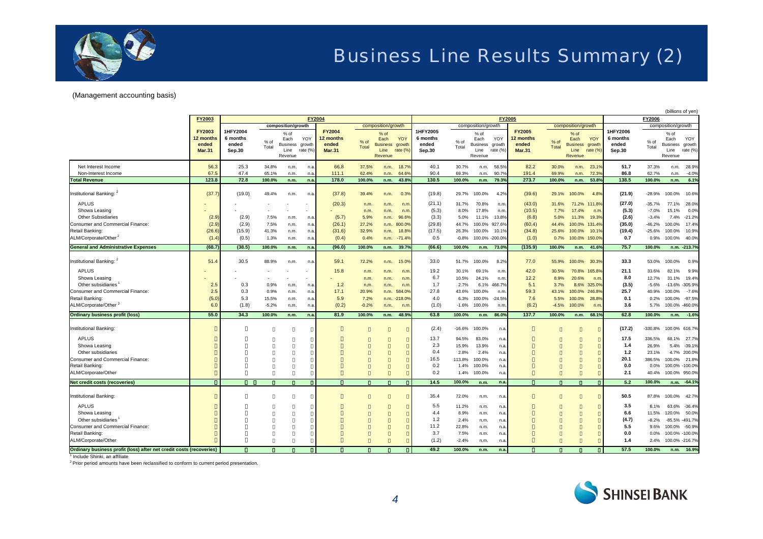# Business Line Results Summary (2)

(Management accounting basis)

(billions of yen)

| | FY2003 | FY2004 | | | | | | | | FY2005 | | | | | | | | FY2006 | | | |
|---|---|---|---|---|---|---|---|---|---|---|---|---|---|---|---|---|---|---|---|---|---|
| | FY2003 12 months ended Mar.31 | 1HFY2004 6 months ended Sep.30 | composition/growth | | | FY2004 12 months ended Mar.31 | composition/growth | | | 1HFY2005 6 months ended Sep.30 | composition/growth | | | FY2005 12 months ended Mar.31 | composition/growth | | | 1HFY2006 6 months ended Sep.30 | composition/growth | | |
| | | | % of Total | % of Each Business Line Revenue | YOY growth rate (%) | | % of Total | % of Each Business Line Revenue | YOY growth rate (%) | | % of Total | % of Each Business Line Revenue | YOY growth rate (%) | | % of Total | % of Each Business Line Revenue | YOY growth rate (%) | | % of Total | % of Each Business Line Revenue | YOY growth rate (%) |
| Net Interest Income | 56.3 | 25.3 | 34.8% | n.m. | n.a. | 66.8 | 37.5% | n.m. | 18.7% | 40.1 | 30.7% | n.m. | 58.5% | 82.2 | 30.0% | n.m. | 23.1% | 51.7 | 37.3% | n.m. | 28.9% |
| Non-Interest Income | 67.5 | 47.4 | 65.1% | n.m. | n.a. | 111.1 | 62.4% | n.m. | 64.6% | 90.4 | 69.3% | n.m. | 90.7% | 191.4 | 69.9% | n.m. | 72.3% | 86.8 | 62.7% | n.m. | -4.0% |
| **Total Revenue** | **123.8** | **72.8** | **100.0%** | **n.m.** | **n.a.** | **178.0** | **100.0%** | **n.m.** | **43.8%** | **130.5** | **100.0%** | **n.m.** | **79.3%** | **273.7** | **100.0%** | **n.m.** | **53.8%** | **138.5** | **100.0%** | **n.m.** | **6.1%** |
| Institutional Banking: [2] | (37.7) | (19.0) | 49.4% | n.m. | n.a. | (37.8) | 39.4% | n.m. | 0.3% | (19.8) | 29.7% | 100.0% | 4.2% | (39.6) | 29.1% | 100.0% | 4.8% | (21.9) | -28.9% | 100.0% | 10.6% |
| APLUS | - | - | - | - | - | (20.3) | n.m. | n.m. | n.m. | (21.1) | 31.7% | 70.8% | n.m. | (43.0) | 31.6% | 71.2% | 111.8% | (27.0) | -35.7% | 77.1% | 28.0% |
| Showa Leasing | - | - | - | - | - | - | n.m. | n.m. | n.m. | (5.3) | 8.0% | 17.8% | n.m. | (10.5) | 7.7% | 17.4% | n.m. | (5.3) | -7.0% | 15.1% | 0.0% |
| Other Subsidiaries | (2.9) | (2.9) | 7.5% | n.m. | n.a. | (5.7) | 5.9% | n.m. | 96.6% | (3.3) | 5.0% | 11.1% | 13.8% | (6.8) | 5.0% | 11.3% | 19.3% | (2.6) | -3.4% | 7.4% | -21.2% |
| Consumer and Commercial Finance: | (2.9) | (2.9) | 7.5% | n.m. | n.a. | (26.1) | 27.2% | n.m. | 800.0% | (29.8) | 44.7% | 100.0% | 927.6% | (60.4) | 44.4% | 100.0% | 131.4% | (35.0) | -46.2% | 100.0% | 17.4% |
| Retail Banking: | (26.6) | (15.9) | 41.3% | n.m. | n.a. | (31.6) | 32.9% | n.m. | 18.8% | (17.5) | 26.3% | 100.0% | 10.1% | (34.8) | 25.6% | 100.0% | 10.1% | (19.4) | -25.6% | 100.0% | 10.9% |
| ALM/Corporate/Other [2] | (1.4) | (0.5) | 1.3% | n.m. | n.a. | (0.4) | 0.4% | n.m. | -71.4% | 0.5 | -0.8% | 100.0% | -200.0% | (1.0) | 0.7% | 100.0% | 150.0% | 0.7 | 0.9% | 100.0% | 40.0% |
| **General and Administrative Expenses** | **(68.7)** | **(38.5)** | **100.0%** | **n.m.** | **n.a.** | **(96.0)** | **100.0%** | **n.m.** | **39.7%** | **(66.6)** | **100.0%** | **n.m.** | **73.0%** | **(135.9)** | **100.0%** | **n.m.** | **41.6%** | **75.7** | **100.0%** | **n.m.** | **-213.7%** |
| Institutional Banking: [2] | 51.4 | 30.5 | 88.9% | n.m. | n.a. | 59.1 | 72.2% | n.m. | 15.0% | 33.0 | 51.7% | 100.0% | 8.2% | 77.0 | 55.9% | 100.0% | 30.3% | 33.3 | 53.0% | 100.0% | 0.9% |
| APLUS | - | - | - | - | - | 15.8 | n.m. | n.m. | n.m. | 19.2 | 30.1% | 69.1% | n.m. | 42.0 | 30.5% | 70.8% | 165.8% | 21.1 | 33.6% | 82.1% | 9.9% |
| Showa Leasing | - | - | - | - | - | - | n.m. | n.m. | n.m. | 6.7 | 10.5% | 24.1% | n.m. | 12.2 | 8.9% | 20.6% | n.m. | 8.0 | 12.7% | 31.1% | 19.4% |
| Other subsidiaries [1] | 2.5 | 0.3 | 0.9% | n.m. | n.a. | 1.2 | n.m. | n.m. | n.m. | 1.7 | 2.7% | 6.1% | 466.7% | 5.1 | 3.7% | 8.6% | 325.0% | (3.5) | -5.6% | -13.6% | -305.9% |
| Consumer and Commercial Finance: | 2.5 | 0.3 | 0.9% | n.m. | n.a. | 17.1 | 20.9% | n.m. | 584.0% | 27.8 | 43.6% | 100.0% | n.m. | 59.3 | 43.1% | 100.0% | 246.8% | 25.7 | 40.9% | 100.0% | -7.6% |
| Retail Banking: | (5.0) | 5.3 | 15.5% | n.m. | n.a. | 5.9 | 7.2% | n.m. | -218.0% | 4.0 | 6.3% | 100.0% | -24.5% | 7.6 | 5.5% | 100.0% | 28.8% | 0.1 | 0.2% | 100.0% | -97.5% |
| ALM/Corporate/Other [2] | 6.0 | (1.8) | -5.2% | n.m. | n.a. | (0.2) | -0.2% | n.m. | n.m. | (1.0) | -1.6% | 100.0% | n.m. | (6.2) | -4.5% | 100.0% | n.m. | 3.6 | 5.7% | 100.0% | -460.0% |
| **Ordinary business profit (loss)** | **55.0** | **34.3** | **100.0%** | **n.m.** | **n.a.** | **81.9** | **100.0%** | **n.m.** | **48.9%** | **63.8** | **100.0%** | **n.m.** | **86.0%** | **137.7** | **100.0%** | **n.m.** | **68.1%** | **62.8** | **100.0%** | **n.m.** | **-1.6%** |
| Institutional Banking: | | | | | | | | | | (2.4) | -16.6% | 100.0% | n.a. | | | | | (17.2) | -330.8% | 100.0% | 616.7% |
| APLUS | | | | | | | | | | 13.7 | 94.5% | 83.0% | n.a. | | | | | 17.5 | 336.5% | 68.1% | 27.7% |
| Showa Leasing | | | | | | | | | | 2.3 | 15.9% | 13.9% | n.a. | | | | | 1.4 | 26.9% | 5.4% | -39.1% |
| Other subsidiaries | | | | | | | | | | 0.4 | 2.8% | 2.4% | n.a. | | | | | 1.2 | 23.1% | 4.7% | 200.0% |
| Consumer and Commercial Finance: | | | | | | | | | | 16.5 | 113.8% | 100.0% | n.a. | | | | | 20.1 | 386.5% | 100.0% | 21.8% |
| Retail Banking: | | | | | | | | | | 0.2 | 1.4% | 100.0% | n.a. | | | | | 0.0 | 0.0% | 100.0% | -100.0% |
| ALM/Corporate/Other | | | | | | | | | | 0.2 | 1.4% | 100.0% | n.a. | | | | | 2.1 | 40.4% | 100.0% | 950.0% |
| **Net credit costs (recoveries)** | | | | | | | | | | **14.5** | **100.0%** | **n.m.** | **n.a.** | | | | | **5.2** | **100.0%** | **n.m.** | **-64.1%** |
| Institutional Banking: | | | | | | | | | | 35.4 | 72.0% | n.m. | n.a. | | | | | 50.5 | 87.8% | 100.0% | 42.7% |
| APLUS | | | | | | | | | | 5.5 | 11.2% | n.m. | n.a. | | | | | 3.5 | 6.1% | 63.6% | -36.4% |
| Showa Leasing | | | | | | | | | | 4.4 | 8.9% | n.m. | n.a. | | | | | 6.6 | 11.5% | 120.0% | 50.0% |
| Other subsidiaries [1] | | | | | | | | | | 1.2 | 2.4% | n.m. | n.a. | | | | | (4.7) | -8.2% | -85.5% | -491.7% |
| Consumer and Commercial Finance: | | | | | | | | | | 11.2 | 22.8% | n.m. | n.a. | | | | | 5.5 | 9.6% | 100.0% | -50.9% |
| Retail Banking: | | | | | | | | | | 3.7 | 7.5% | n.m. | n.a. | | | | | 0.0 | 0.0% | 100.0% | -100.0% |
| ALM/Corporate/Other | | | | | | | | | | (1.2) | -2.4% | n.m. | n.a. | | | | | 1.4 | 2.4% | 100.0% | -216.7% |
| **Ordinary business profit (loss) after net credit costs (recoveries)** | | | | | | | | | | **49.2** | **100.0%** | **n.m.** | **n.a.** | | | | | **57.5** | **100.0%** | **n.m.** | **16.9%** |

[1] Include Shinki, an affiliate

[2] Prior period amounts have been reclassified to conform to current period presentation.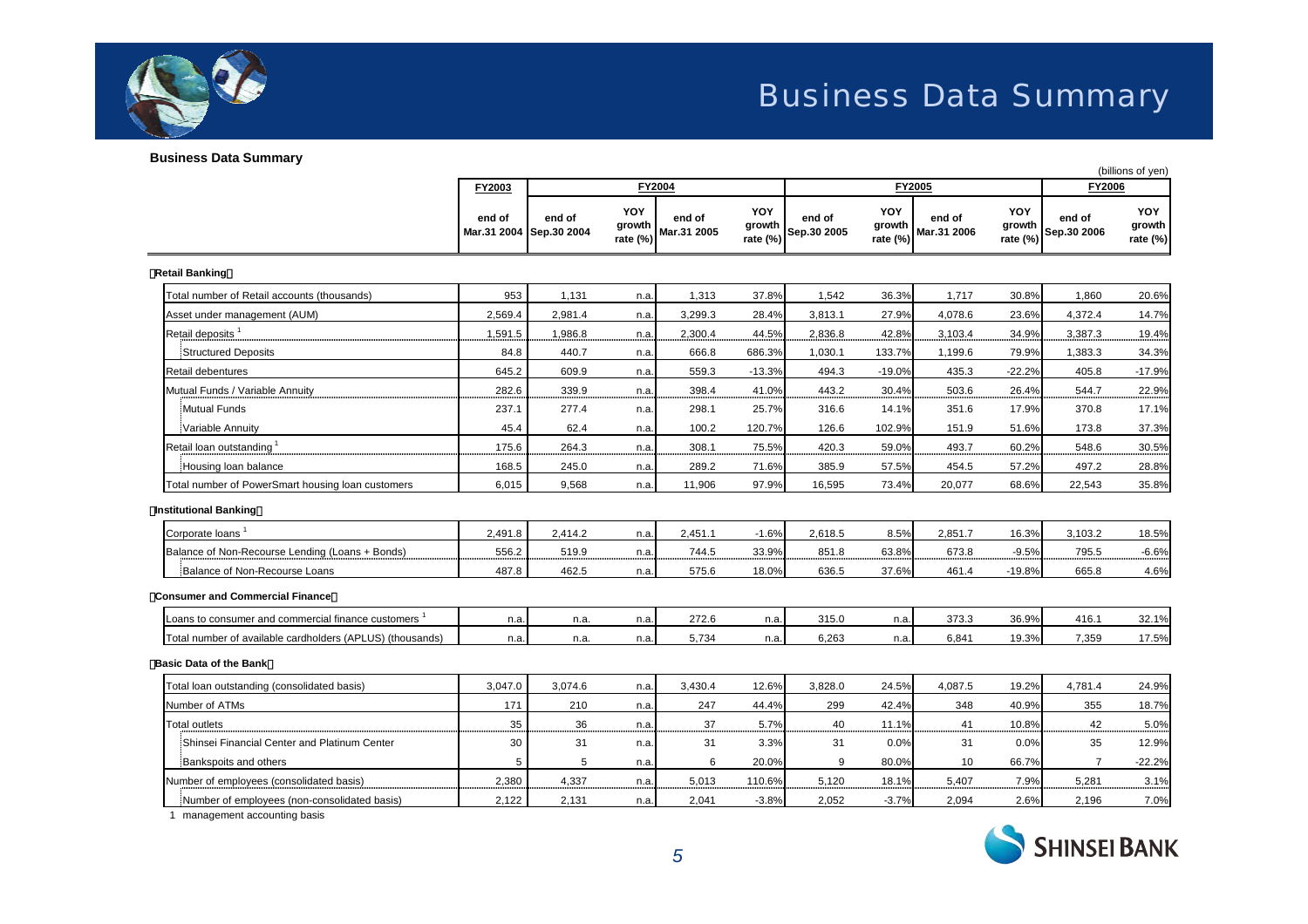# Business Data Summary

**Business Data Summary**

(billions of yen)

| | FY2003 | FY2004 | | | | FY2005 | | | | FY2006 | |
|---|---|---|---|---|---|---|---|---|---|---|---|
| | end of Mar.31 2004 | end of Sep.30 2004 | YOY growth rate (%) | end of Mar.31 2005 | YOY growth rate (%) | end of Sep.30 2005 | YOY growth rate (%) | end of Mar.31 2006 | YOY growth rate (%) | end of Sep.30 2006 | YOY growth rate (%) |
| **Retail Banking** | | | | | | | | | | | |
| Total number of Retail accounts (thousands) | 953 | 1,131 | n.a. | 1,313 | 37.8% | 1,542 | 36.3% | 1,717 | 30.8% | 1,860 | 20.6% |
| Asset under management (AUM) | 2,569.4 | 2,981.4 | n.a. | 3,299.3 | 28.4% | 3,813.1 | 27.9% | 4,078.6 | 23.6% | 4,372.4 | 14.7% |
| Retail deposits [1] | 1,591.5 | 1,986.8 | n.a. | 2,300.4 | 44.5% | 2,836.8 | 42.8% | 3,103.4 | 34.9% | 3,387.3 | 19.4% |
| Structured Deposits | 84.8 | 440.7 | n.a. | 666.8 | 686.3% | 1,030.1 | 133.7% | 1,199.6 | 79.9% | 1,383.3 | 34.3% |
| Retail debentures | 645.2 | 609.9 | n.a. | 559.3 | -13.3% | 494.3 | -19.0% | 435.3 | -22.2% | 405.8 | -17.9% |
| Mutual Funds / Variable Annuity | 282.6 | 339.9 | n.a. | 398.4 | 41.0% | 443.2 | 30.4% | 503.6 | 26.4% | 544.7 | 22.9% |
| Mutual Funds | 237.1 | 277.4 | n.a. | 298.1 | 25.7% | 316.6 | 14.1% | 351.6 | 17.9% | 370.8 | 17.1% |
| Variable Annuity | 45.4 | 62.4 | n.a. | 100.2 | 120.7% | 126.6 | 102.9% | 151.9 | 51.6% | 173.8 | 37.3% |
| Retail loan outstanding [1] | 175.6 | 264.3 | n.a. | 308.1 | 75.5% | 420.3 | 59.0% | 493.7 | 60.2% | 548.6 | 30.5% |
| Housing loan balance | 168.5 | 245.0 | n.a. | 289.2 | 71.6% | 385.9 | 57.5% | 454.5 | 57.2% | 497.2 | 28.8% |
| Total number of PowerSmart housing loan customers | 6,015 | 9,568 | n.a. | 11,906 | 97.9% | 16,595 | 73.4% | 20,077 | 68.6% | 22,543 | 35.8% |
| **Institutional Banking** | | | | | | | | | | | |
| Corporate loans [1] | 2,491.8 | 2,414.2 | n.a. | 2,451.1 | -1.6% | 2,618.5 | 8.5% | 2,851.7 | 16.3% | 3,103.2 | 18.5% |
| Balance of Non-Recourse Lending (Loans + Bonds) | 556.2 | 519.9 | n.a. | 744.5 | 33.9% | 851.8 | 63.8% | 673.8 | -9.5% | 795.5 | -6.6% |
| Balance of Non-Recourse Loans | 487.8 | 462.5 | n.a. | 575.6 | 18.0% | 636.5 | 37.6% | 461.4 | -19.8% | 665.8 | 4.6% |
| **Consumer and Commercial Finance** | | | | | | | | | | | |
| Loans to consumer and commercial finance customers [1] | n.a. | n.a. | n.a. | 272.6 | n.a. | 315.0 | n.a. | 373.3 | 36.9% | 416.1 | 32.1% |
| Total number of available cardholders (APLUS) (thousands) | n.a. | n.a. | n.a. | 5,734 | n.a. | 6,263 | n.a. | 6,841 | 19.3% | 7,359 | 17.5% |
| **Basic Data of the Bank** | | | | | | | | | | | |
| Total loan outstanding (consolidated basis) | 3,047.0 | 3,074.6 | n.a. | 3,430.4 | 12.6% | 3,828.0 | 24.5% | 4,087.5 | 19.2% | 4,781.4 | 24.9% |
| Number of ATMs | 171 | 210 | n.a. | 247 | 44.4% | 299 | 42.4% | 348 | 40.9% | 355 | 18.7% |
| Total outlets | 35 | 36 | n.a. | 37 | 5.7% | 40 | 11.1% | 41 | 10.8% | 42 | 5.0% |
| Shinsei Financial Center and Platinum Center | 30 | 31 | n.a. | 31 | 3.3% | 31 | 0.0% | 31 | 0.0% | 35 | 12.9% |
| Bankspoits and others | 5 | 5 | n.a. | 6 | 20.0% | 9 | 80.0% | 10 | 66.7% | 7 | -22.2% |
| Number of employees (consolidated basis) | 2,380 | 4,337 | n.a. | 5,013 | 110.6% | 5,120 | 18.1% | 5,407 | 7.9% | 5,281 | 3.1% |
| Number of employees (non-consolidated basis) | 2,122 | 2,131 | n.a. | 2,041 | -3.8% | 2,052 | -3.7% | 2,094 | 2.6% | 2,196 | 7.0% |

1 management accounting basis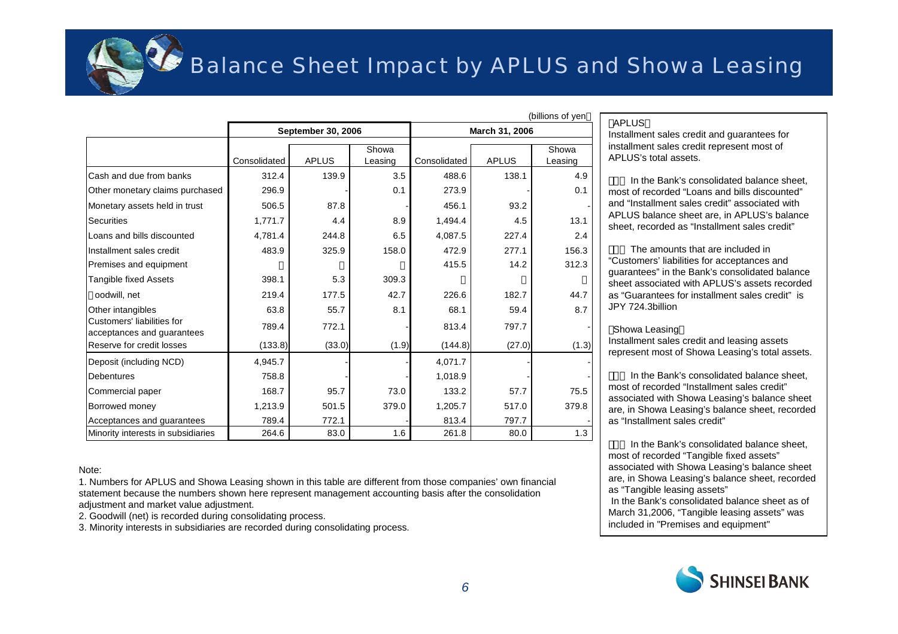# Balance Sheet Impact by APLUS and Showa Leasing

(billions of yen)

| | September 30, 2006 | | | March 31, 2006 | | |
|---|---|---|---|---|---|---|
| | Consolidated | APLUS | Showa Leasing | Consolidated | APLUS | Showa Leasing |
| Cash and due from banks | 312.4 | 139.9 | 3.5 | 488.6 | 138.1 | 4.9 |
| Other monetary claims purchased | 296.9 | - | 0.1 | 273.9 | - | 0.1 |
| Monetary assets held in trust | 506.5 | 87.8 | - | 456.1 | 93.2 | - |
| Securities | 1,771.7 | 4.4 | 8.9 | 1,494.4 | 4.5 | 13.1 |
| Loans and bills discounted | 4,781.4 | 244.8 | 6.5 | 4,087.5 | 227.4 | 2.4 |
| Installment sales credit | 483.9 | 325.9 | 158.0 | 472.9 | 277.1 | 156.3 |
| Premises and equipment | | | | 415.5 | 14.2 | 312.3 |
| Tangible fixed Assets | 398.1 | 5.3 | 309.3 | | | |
| Goodwill, net | 219.4 | 177.5 | 42.7 | 226.6 | 182.7 | 44.7 |
| Other intangibles | 63.8 | 55.7 | 8.1 | 68.1 | 59.4 | 8.7 |
| Customers' liabilities for acceptances and guarantees | 789.4 | 772.1 | - | 813.4 | 797.7 | - |
| Reserve for credit losses | (133.8) | (33.0) | (1.9) | (144.8) | (27.0) | (1.3) |
| Deposit (including NCD) | 4,945.7 | - | - | 4,071.7 | - | - |
| Debentures | 758.8 | - | - | 1,018.9 | - | - |
| Commercial paper | 168.7 | 95.7 | 73.0 | 133.2 | 57.7 | 75.5 |
| Borrowed money | 1,213.9 | 501.5 | 379.0 | 1,205.7 | 517.0 | 379.8 |
| Acceptances and guarantees | 789.4 | 772.1 | - | 813.4 | 797.7 | - |
| Minority interests in subsidiaries | 264.6 | 83.0 | 1.6 | 261.8 | 80.0 | 1.3 |

Note:

1. Numbers for APLUS and Showa Leasing shown in this table are different from those companies' own financial statement because the numbers shown here represent management accounting basis after the consolidation adjustment and market value adjustment.
2. Goodwill (net) is recorded during consolidating process.
3. Minority interests in subsidiaries are recorded during consolidating process.

**APLUS**

Installment sales credit and guarantees for installment sales credit represent most of APLUS's total assets.

- In the Bank's consolidated balance sheet, most of recorded "Loans and bills discounted" and "Installment sales credit" associated with APLUS balance sheet are, in APLUS's balance sheet, recorded as "Installment sales credit"
- The amounts that are included in "Customers' liabilities for acceptances and guarantees" in the Bank's consolidated balance sheet associated with APLUS's assets recorded as "Guarantees for installment sales credit" is JPY 724.3billion

**Showa Leasing**

Installment sales credit and leasing assets represent most of Showa Leasing's total assets.

- In the Bank's consolidated balance sheet, most of recorded "Installment sales credit" associated with Showa Leasing's balance sheet are, in Showa Leasing's balance sheet, recorded as "Installment sales credit"
- In the Bank's consolidated balance sheet, most of recorded "Tangible fixed assets" associated with Showa Leasing's balance sheet are, in Showa Leasing's balance sheet, recorded as "Tangible leasing assets"
  In the Bank's consolidated balance sheet as of March 31,2006, "Tangible leasing assets" was included in "Premises and equipment"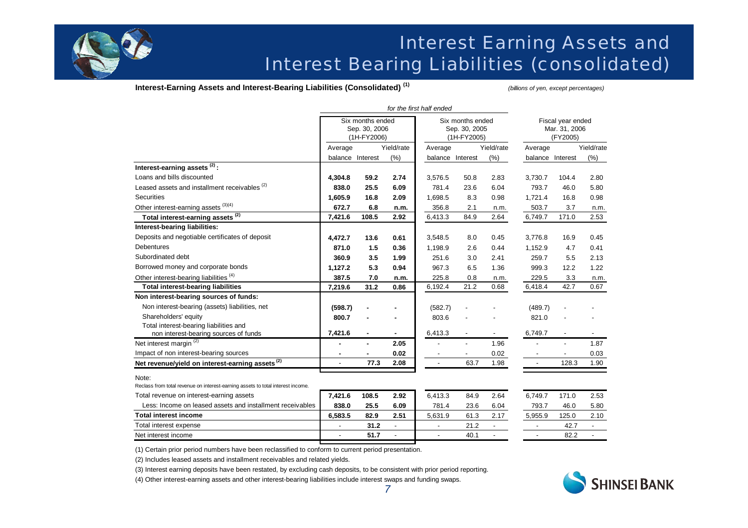# Interest Earning Assets and Interest Bearing Liabilities (consolidated)

**Interest-Earning Assets and Interest-Bearing Liabilities (Consolidated) [(1)]**

*(billions of yen, except percentages)*

| | *for the first half ended* | | | | | | | | |
|---|---|---|---|---|---|---|---|---|---|
| | Six months ended Sep. 30, 2006 (1H-FY2006) | | | Six months ended Sep. 30, 2005 (1H-FY2005) | | | Fiscal year ended Mar. 31, 2006 (FY2005) | | |
| | Average balance | Interest | Yield/rate (%) | Average balance | Interest | Yield/rate (%) | Average balance | Interest | Yield/rate (%) |
| **Interest-earning assets [(2)] :** | | | | | | | | | |
| Loans and bills discounted | **4,304.8** | **59.2** | **2.74** | 3,576.5 | 50.8 | 2.83 | 3,730.7 | 104.4 | 2.80 |
| Leased assets and installment receivables [(2)] | **838.0** | **25.5** | **6.09** | 781.4 | 23.6 | 6.04 | 793.7 | 46.0 | 5.80 |
| Securities | **1,605.9** | **16.8** | **2.09** | 1,698.5 | 8.3 | 0.98 | 1,721.4 | 16.8 | 0.98 |
| Other interest-earning assets [(3)(4)] | **672.7** | **6.8** | **n.m.** | 356.8 | 2.1 | n.m. | 503.7 | 3.7 | n.m. |
| **Total interest-earning assets [(2)]** | **7,421.6** | **108.5** | **2.92** | 6,413.3 | 84.9 | 2.64 | 6,749.7 | 171.0 | 2.53 |
| **Interest-bearing liabilities:** | | | | | | | | | |
| Deposits and negotiable certificates of deposit | **4,472.7** | **13.6** | **0.61** | 3,548.5 | 8.0 | 0.45 | 3,776.8 | 16.9 | 0.45 |
| Debentures | **871.0** | **1.5** | **0.36** | 1,198.9 | 2.6 | 0.44 | 1,152.9 | 4.7 | 0.41 |
| Subordinated debt | **360.9** | **3.5** | **1.99** | 251.6 | 3.0 | 2.41 | 259.7 | 5.5 | 2.13 |
| Borrowed money and corporate bonds | **1,127.2** | **5.3** | **0.94** | 967.3 | 6.5 | 1.36 | 999.3 | 12.2 | 1.22 |
| Other interest-bearing liabilities [(4)] | **387.5** | **7.0** | **n.m.** | 225.8 | 0.8 | n.m. | 229.5 | 3.3 | n.m. |
| **Total interest-bearing liabilities** | **7,219.6** | **31.2** | **0.86** | 6,192.4 | 21.2 | 0.68 | 6,418.4 | 42.7 | 0.67 |
| **Non interest-bearing sources of funds:** | | | | | | | | | |
| Non interest-bearing (assets) liabilities, net | **(598.7)** | **-** | **-** | (582.7) | - | - | (489.7) | - | - |
| Shareholders' equity | **800.7** | **-** | **-** | 803.6 | - | - | 821.0 | - | - |
| Total interest-bearing liabilities and non interest-bearing sources of funds | **7,421.6** | **-** | **-** | 6,413.3 | - | - | 6,749.7 | - | - |
| Net interest margin [(2)] | **-** | **-** | **2.05** | - | - | 1.96 | - | - | 1.87 |
| Impact of non interest-bearing sources | **-** | **-** | **0.02** | - | - | 0.02 | - | - | 0.03 |
| **Net revenue/yield on interest-earning assets [(2)]** | - | **77.3** | **2.08** | - | 63.7 | 1.98 | - | 128.3 | 1.90 |

Note:
Reclass from total revenue on interest-earning assets to total interest income.

| | Average balance | Interest | Yield/rate (%) | Average balance | Interest | Yield/rate (%) | Average balance | Interest | Yield/rate (%) |
|---|---|---|---|---|---|---|---|---|---|
| Total revenue on interest-earning assets | **7,421.6** | **108.5** | **2.92** | 6,413.3 | 84.9 | 2.64 | 6,749.7 | 171.0 | 2.53 |
| Less: Income on leased assets and installment receivables | **838.0** | **25.5** | **6.09** | 781.4 | 23.6 | 6.04 | 793.7 | 46.0 | 5.80 |
| **Total interest income** | **6,583.5** | **82.9** | **2.51** | 5,631.9 | 61.3 | 2.17 | 5,955.9 | 125.0 | 2.10 |
| Total interest expense | - | **31.2** | - | - | 21.2 | - | - | 42.7 | - |
| Net interest income | - | **51.7** | - | - | 40.1 | - | - | 82.2 | - |

(1) Certain prior period numbers have been reclassified to conform to current period presentation.

(2) Includes leased assets and installment receivables and related yields.

(3) Interest earning deposits have been restated, by excluding cash deposits, to be consistent with prior period reporting.

(4) Other interest-earning assets and other interest-bearing liabilities include interest swaps and funding swaps.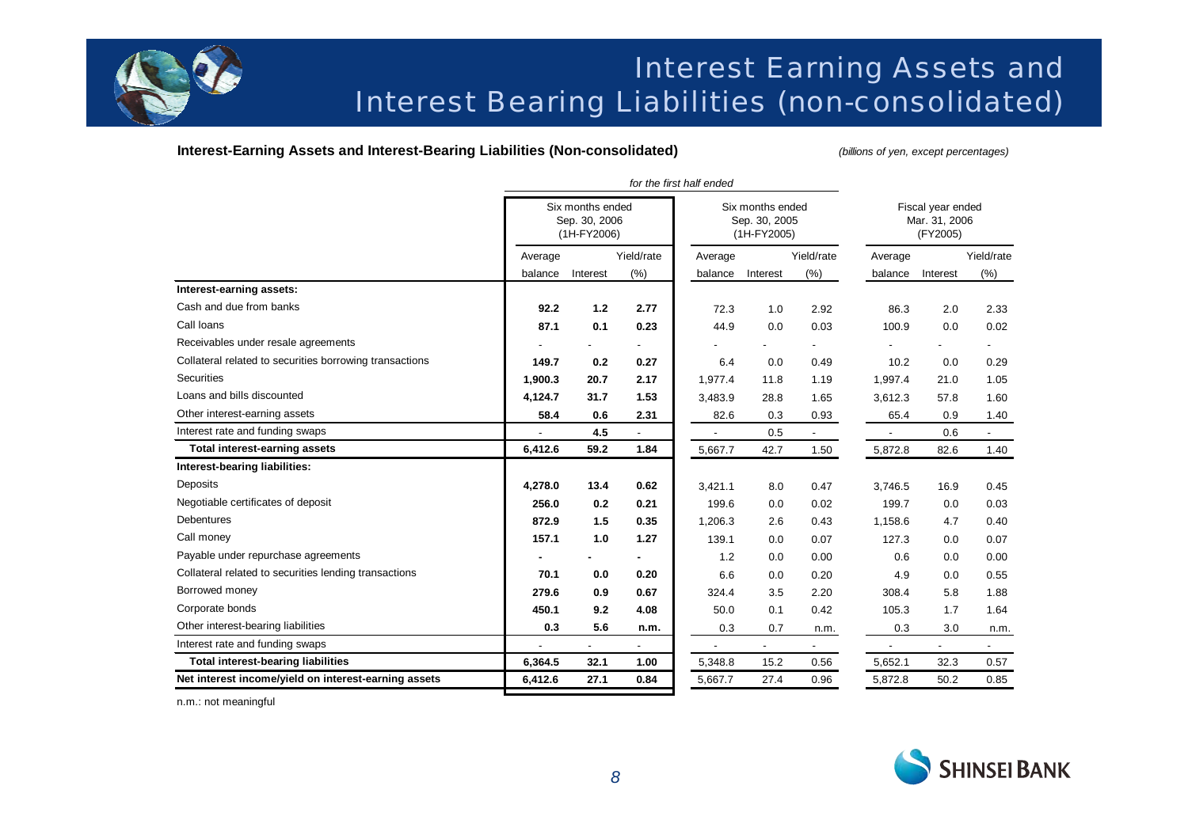# Interest Earning Assets and Interest Bearing Liabilities (non-consolidated)

**Interest-Earning Assets and Interest-Bearing Liabilities (Non-consolidated)** *(billions of yen, except percentages)*

| | *for the first half ended* | | | | | | | | |
|---|---|---|---|---|---|---|---|---|---|
| | Six months ended Sep. 30, 2006 (1H-FY2006) | | | Six months ended Sep. 30, 2005 (1H-FY2005) | | | Fiscal year ended Mar. 31, 2006 (FY2005) | | |
| | Average balance | Interest | Yield/rate (%) | Average balance | Interest | Yield/rate (%) | Average balance | Interest | Yield/rate (%) |
| **Interest-earning assets:** | | | | | | | | | |
| Cash and due from banks | **92.2** | **1.2** | **2.77** | 72.3 | 1.0 | 2.92 | 86.3 | 2.0 | 2.33 |
| Call loans | **87.1** | **0.1** | **0.23** | 44.9 | 0.0 | 0.03 | 100.9 | 0.0 | 0.02 |
| Receivables under resale agreements | - | - | - | - | - | - | - | - | - |
| Collateral related to securities borrowing transactions | **149.7** | **0.2** | **0.27** | 6.4 | 0.0 | 0.49 | 10.2 | 0.0 | 0.29 |
| Securities | **1,900.3** | **20.7** | **2.17** | 1,977.4 | 11.8 | 1.19 | 1,997.4 | 21.0 | 1.05 |
| Loans and bills discounted | **4,124.7** | **31.7** | **1.53** | 3,483.9 | 28.8 | 1.65 | 3,612.3 | 57.8 | 1.60 |
| Other interest-earning assets | **58.4** | **0.6** | **2.31** | 82.6 | 0.3 | 0.93 | 65.4 | 0.9 | 1.40 |
| Interest rate and funding swaps | - | **4.5** | - | - | 0.5 | - | - | 0.6 | - |
| **Total interest-earning assets** | **6,412.6** | **59.2** | **1.84** | 5,667.7 | 42.7 | 1.50 | 5,872.8 | 82.6 | 1.40 |
| **Interest-bearing liabilities:** | | | | | | | | | |
| Deposits | **4,278.0** | **13.4** | **0.62** | 3,421.1 | 8.0 | 0.47 | 3,746.5 | 16.9 | 0.45 |
| Negotiable certificates of deposit | **256.0** | **0.2** | **0.21** | 199.6 | 0.0 | 0.02 | 199.7 | 0.0 | 0.03 |
| Debentures | **872.9** | **1.5** | **0.35** | 1,206.3 | 2.6 | 0.43 | 1,158.6 | 4.7 | 0.40 |
| Call money | **157.1** | **1.0** | **1.27** | 139.1 | 0.0 | 0.07 | 127.3 | 0.0 | 0.07 |
| Payable under repurchase agreements | **-** | **-** | **-** | 1.2 | 0.0 | 0.00 | 0.6 | 0.0 | 0.00 |
| Collateral related to securities lending transactions | **70.1** | **0.0** | **0.20** | 6.6 | 0.0 | 0.20 | 4.9 | 0.0 | 0.55 |
| Borrowed money | **279.6** | **0.9** | **0.67** | 324.4 | 3.5 | 2.20 | 308.4 | 5.8 | 1.88 |
| Corporate bonds | **450.1** | **9.2** | **4.08** | 50.0 | 0.1 | 0.42 | 105.3 | 1.7 | 1.64 |
| Other interest-bearing liabilities | **0.3** | **5.6** | **n.m.** | 0.3 | 0.7 | n.m. | 0.3 | 3.0 | n.m. |
| Interest rate and funding swaps | - | - | - | - | - | - | - | - | - |
| **Total interest-bearing liabilities** | **6,364.5** | **32.1** | **1.00** | 5,348.8 | 15.2 | 0.56 | 5,652.1 | 32.3 | 0.57 |
| **Net interest income/yield on interest-earning assets** | **6,412.6** | **27.1** | **0.84** | 5,667.7 | 27.4 | 0.96 | 5,872.8 | 50.2 | 0.85 |

n.m.: not meaningful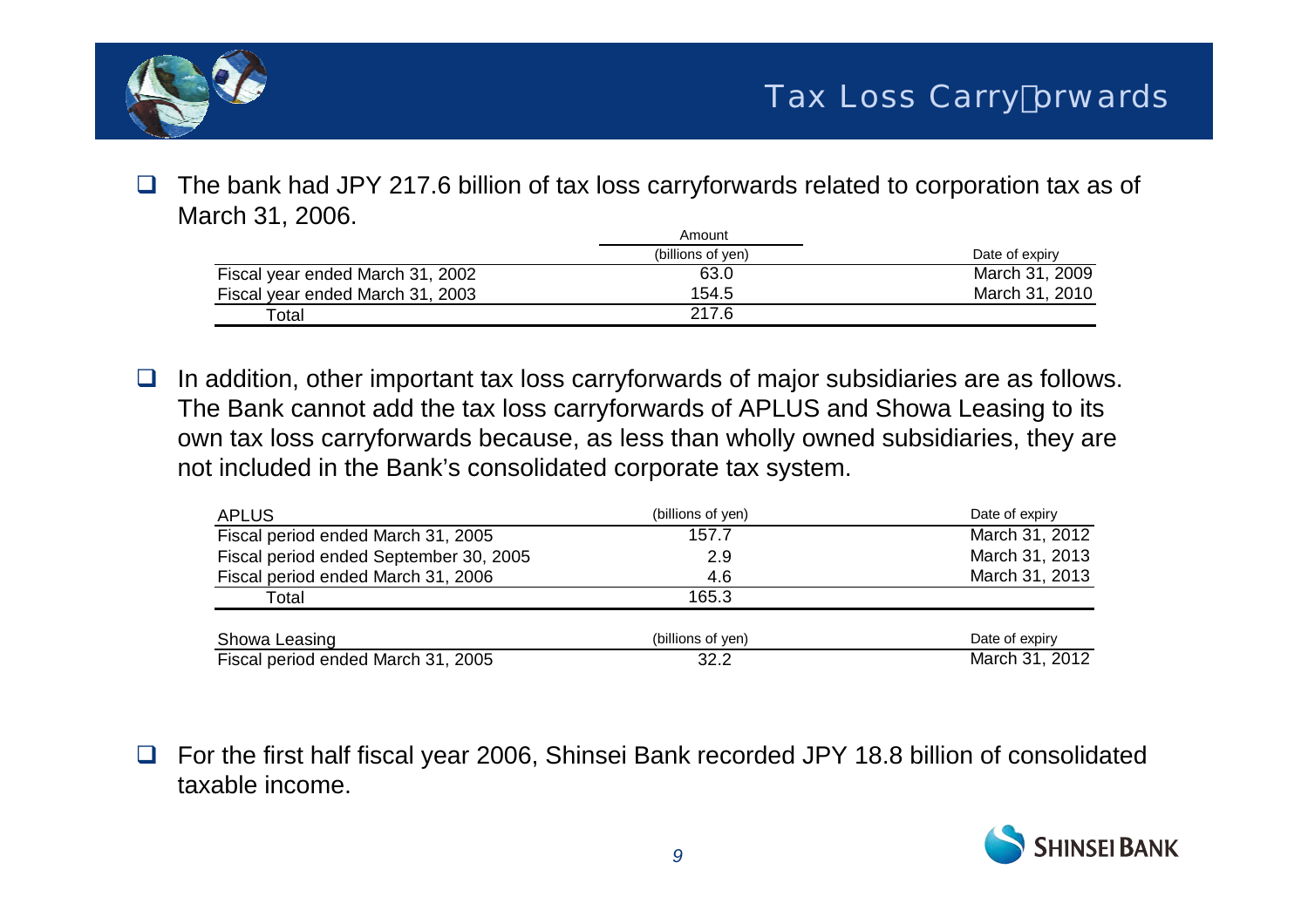# Tax Loss Carryforwards

- The bank had JPY 217.6 billion of tax loss carryforwards related to corporation tax as of March 31, 2006.

| | Amount (billions of yen) | Date of expiry |
|---|---|---|
| Fiscal year ended March 31, 2002 | 63.0 | March 31, 2009 |
| Fiscal year ended March 31, 2003 | 154.5 | March 31, 2010 |
| Total | 217.6 | |

- In addition, other important tax loss carryforwards of major subsidiaries are as follows. The Bank cannot add the tax loss carryforwards of APLUS and Showa Leasing to its own tax loss carryforwards because, as less than wholly owned subsidiaries, they are not included in the Bank's consolidated corporate tax system.

| APLUS | (billions of yen) | Date of expiry |
|---|---|---|
| Fiscal period ended March 31, 2005 | 157.7 | March 31, 2012 |
| Fiscal period ended September 30, 2005 | 2.9 | March 31, 2013 |
| Fiscal period ended March 31, 2006 | 4.6 | March 31, 2013 |
| Total | 165.3 | |

| Showa Leasing | (billions of yen) | Date of expiry |
|---|---|---|
| Fiscal period ended March 31, 2005 | 32.2 | March 31, 2012 |

- For the first half fiscal year 2006, Shinsei Bank recorded JPY 18.8 billion of consolidated taxable income.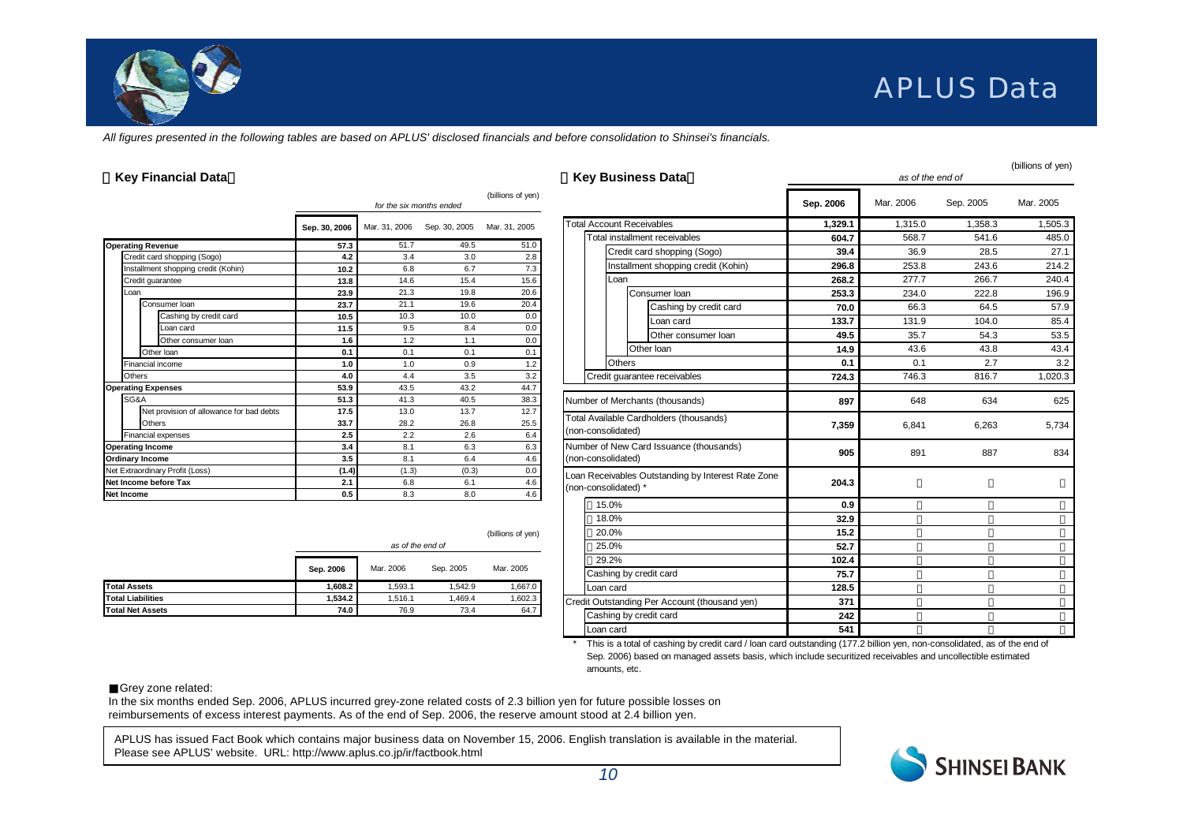# APLUS Data

*All figures presented in the following tables are based on APLUS' disclosed financials and before consolidation to Shinsei's financials.*

## Key Financial Data

(billions of yen)

| | *for the six months ended* | | | |
|---|---|---|---|---|
| | **Sep. 30, 2006** | Mar. 31, 2006 | Sep. 30, 2005 | Mar. 31, 2005 |
| **Operating Revenue** | **57.3** | 51.7 | 49.5 | 51.0 |
| Credit card shopping (Sogo) | **4.2** | 3.4 | 3.0 | 2.8 |
| Installment shopping credit (Kohin) | **10.2** | 6.8 | 6.7 | 7.3 |
| Credit guarantee | **13.8** | 14.6 | 15.4 | 15.6 |
| Loan | **23.9** | 21.3 | 19.8 | 20.6 |
| Consumer loan | **23.7** | 21.1 | 19.6 | 20.4 |
| Cashing by credit card | **10.5** | 10.3 | 10.0 | 0.0 |
| Loan card | **11.5** | 9.5 | 8.4 | 0.0 |
| Other consumer loan | **1.6** | 1.2 | 1.1 | 0.0 |
| Other loan | **0.1** | 0.1 | 0.1 | 0.1 |
| Financial income | **1.0** | 1.0 | 0.9 | 1.2 |
| Others | **4.0** | 4.4 | 3.5 | 3.2 |
| **Operating Expenses** | **53.9** | 43.5 | 43.2 | 44.7 |
| SG&A | **51.3** | 41.3 | 40.5 | 38.3 |
| Net provision of allowance for bad debts | **17.5** | 13.0 | 13.7 | 12.7 |
| Others | **33.7** | 28.2 | 26.8 | 25.5 |
| Financial expenses | **2.5** | 2.2 | 2.6 | 6.4 |
| **Operating Income** | **3.4** | 8.1 | 6.3 | 6.3 |
| **Ordinary Income** | **3.5** | 8.1 | 6.4 | 4.6 |
| Net Extraordinary Profit (Loss) | **(1.4)** | (1.3) | (0.3) | 0.0 |
| **Net Income before Tax** | **2.1** | 6.8 | 6.1 | 4.6 |
| **Net Income** | **0.5** | 8.3 | 8.0 | 4.6 |

(billions of yen)

| | *as of the end of* | | | |
|---|---|---|---|---|
| | **Sep. 2006** | Mar. 2006 | Sep. 2005 | Mar. 2005 |
| **Total Assets** | **1,608.2** | 1,593.1 | 1,542.9 | 1,667.0 |
| **Total Liabilities** | **1,534.2** | 1,516.1 | 1,469.4 | 1,602.3 |
| **Total Net Assets** | **74.0** | 76.9 | 73.4 | 64.7 |

## Key Business Data

(billions of yen)

| | *as of the end of* | | | |
|---|---|---|---|---|
| | **Sep. 2006** | Mar. 2006 | Sep. 2005 | Mar. 2005 |
| Total Account Receivables | **1,329.1** | 1,315.0 | 1,358.3 | 1,505.3 |
| Total installment receivables | **604.7** | 568.7 | 541.6 | 485.0 |
| Credit card shopping (Sogo) | **39.4** | 36.9 | 28.5 | 27.1 |
| Installment shopping credit (Kohin) | **296.8** | 253.8 | 243.6 | 214.2 |
| Loan | **268.2** | 277.7 | 266.7 | 240.4 |
| Consumer loan | **253.3** | 234.0 | 222.8 | 196.9 |
| Cashing by credit card | **70.0** | 66.3 | 64.5 | 57.9 |
| Loan card | **133.7** | 131.9 | 104.0 | 85.4 |
| Other consumer loan | **49.5** | 35.7 | 54.3 | 53.5 |
| Other loan | **14.9** | 43.6 | 43.8 | 43.4 |
| Others | **0.1** | 0.1 | 2.7 | 3.2 |
| Credit guarantee receivables | **724.3** | 746.3 | 816.7 | 1,020.3 |
| Number of Merchants (thousands) | **897** | 648 | 634 | 625 |
| Total Available Cardholders (thousands) (non-consolidated) | **7,359** | 6,841 | 6,263 | 5,734 |
| Number of New Card Issuance (thousands) (non-consolidated) | **905** | 891 | 887 | 834 |
| Loan Receivables Outstanding by Interest Rate Zone (non-consolidated) * | **204.3** | | | |
| 15.0% | **0.9** | | | |
| 18.0% | **32.9** | | | |
| 20.0% | **15.2** | | | |
| 25.0% | **52.7** | | | |
| 29.2% | **102.4** | | | |
| Cashing by credit card | **75.7** | | | |
| Loan card | **128.5** | | | |
| Credit Outstanding Per Account (thousand yen) | **371** | | | |
| Cashing by credit card | **242** | | | |
| Loan card | **541** | | | |

\* This is a total of cashing by credit card / loan card outstanding (177.2 billion yen, non-consolidated, as of the end of Sep. 2006) based on managed assets basis, which include securitized receivables and uncollectible estimated amounts, etc.

■Grey zone related:
In the six months ended Sep. 2006, APLUS incurred grey-zone related costs of 2.3 billion yen for future possible losses on reimbursements of excess interest payments. As of the end of Sep. 2006, the reserve amount stood at 2.4 billion yen.

APLUS has issued Fact Book which contains major business data on November 15, 2006. English translation is available in the material.
Please see APLUS' website. URL: http://www.aplus.co.jp/ir/factbook.html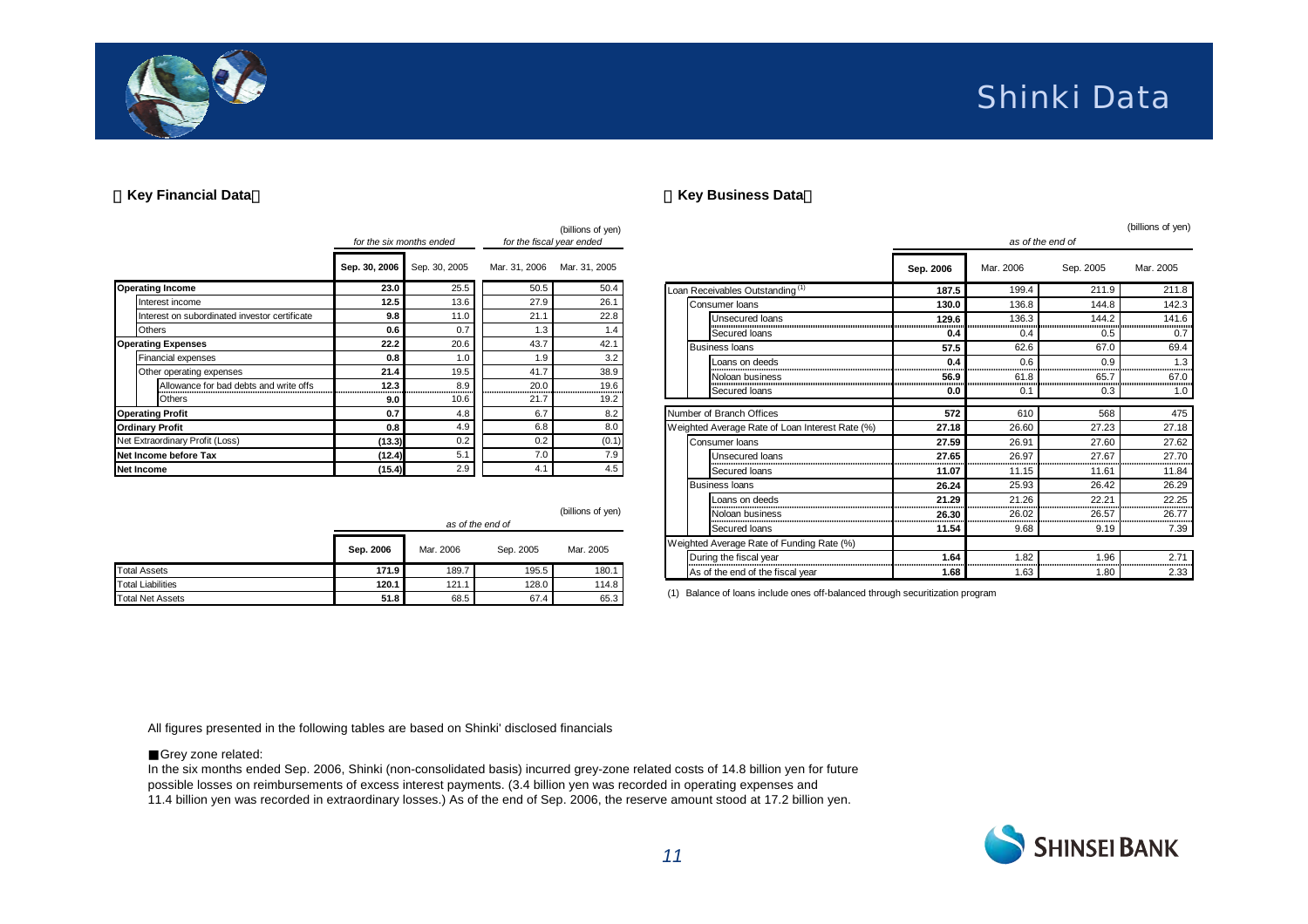# Shinki Data

## Key Financial Data

(billions of yen)

| | for the six months ended | | for the fiscal year ended | |
|---|---|---|---|---|
| | **Sep. 30, 2006** | Sep. 30, 2005 | Mar. 31, 2006 | Mar. 31, 2005 |
| **Operating Income** | **23.0** | 25.5 | 50.5 | 50.4 |
| Interest income | **12.5** | 13.6 | 27.9 | 26.1 |
| Interest on subordinated investor certificate | **9.8** | 11.0 | 21.1 | 22.8 |
| Others | **0.6** | 0.7 | 1.3 | 1.4 |
| **Operating Expenses** | **22.2** | 20.6 | 43.7 | 42.1 |
| Financial expenses | **0.8** | 1.0 | 1.9 | 3.2 |
| Other operating expenses | **21.4** | 19.5 | 41.7 | 38.9 |
| Allowance for bad debts and write offs | **12.3** | 8.9 | 20.0 | 19.6 |
| Others | **9.0** | 10.6 | 21.7 | 19.2 |
| **Operating Profit** | **0.7** | 4.8 | 6.7 | 8.2 |
| **Ordinary Profit** | **0.8** | 4.9 | 6.8 | 8.0 |
| Net Extraordinary Profit (Loss) | **(13.3)** | 0.2 | 0.2 | (0.1) |
| **Net Income before Tax** | **(12.4)** | 5.1 | 7.0 | 7.9 |
| **Net Income** | **(15.4)** | 2.9 | 4.1 | 4.5 |

(billions of yen)

| | as of the end of | | | |
|---|---|---|---|---|
| | **Sep. 2006** | Mar. 2006 | Sep. 2005 | Mar. 2005 |
| Total Assets | **171.9** | 189.7 | 195.5 | 180.1 |
| Total Liabilities | **120.1** | 121.1 | 128.0 | 114.8 |
| Total Net Assets | **51.8** | 68.5 | 67.4 | 65.3 |

## Key Business Data

(billions of yen)

| | as of the end of | | | |
|---|---|---|---|---|
| | **Sep. 2006** | Mar. 2006 | Sep. 2005 | Mar. 2005 |
| Loan Receivables Outstanding [1] | **187.5** | 199.4 | 211.9 | 211.8 |
| Consumer loans | **130.0** | 136.8 | 144.8 | 142.3 |
| Unsecured loans | **129.6** | 136.3 | 144.2 | 141.6 |
| Secured loans | **0.4** | 0.4 | 0.5 | 0.7 |
| Business loans | **57.5** | 62.6 | 67.0 | 69.4 |
| Loans on deeds | **0.4** | 0.6 | 0.9 | 1.3 |
| Noloan business | **56.9** | 61.8 | 65.7 | 67.0 |
| Secured loans | **0.0** | 0.1 | 0.3 | 1.0 |
| Number of Branch Offices | **572** | 610 | 568 | 475 |
| Weighted Average Rate of Loan Interest Rate (%) | **27.18** | 26.60 | 27.23 | 27.18 |
| Consumer loans | **27.59** | 26.91 | 27.60 | 27.62 |
| Unsecured loans | **27.65** | 26.97 | 27.67 | 27.70 |
| Secured loans | **11.07** | 11.15 | 11.61 | 11.84 |
| Business loans | **26.24** | 25.93 | 26.42 | 26.29 |
| Loans on deeds | **21.29** | 21.26 | 22.21 | 22.25 |
| Noloan business | **26.30** | 26.02 | 26.57 | 26.77 |
| Secured loans | **11.54** | 9.68 | 9.19 | 7.39 |
| Weighted Average Rate of Funding Rate (%) | | | | |
| During the fiscal year | **1.64** | 1.82 | 1.96 | 2.71 |
| As of the end of the fiscal year | **1.68** | 1.63 | 1.80 | 2.33 |

(1) Balance of loans include ones off-balanced through securitization program

All figures presented in the following tables are based on Shinki' disclosed financials

■ Grey zone related:
In the six months ended Sep. 2006, Shinki (non-consolidated basis) incurred grey-zone related costs of 14.8 billion yen for future possible losses on reimbursements of excess interest payments. (3.4 billion yen was recorded in operating expenses and 11.4 billion yen was recorded in extraordinary losses.) As of the end of Sep. 2006, the reserve amount stood at 17.2 billion yen.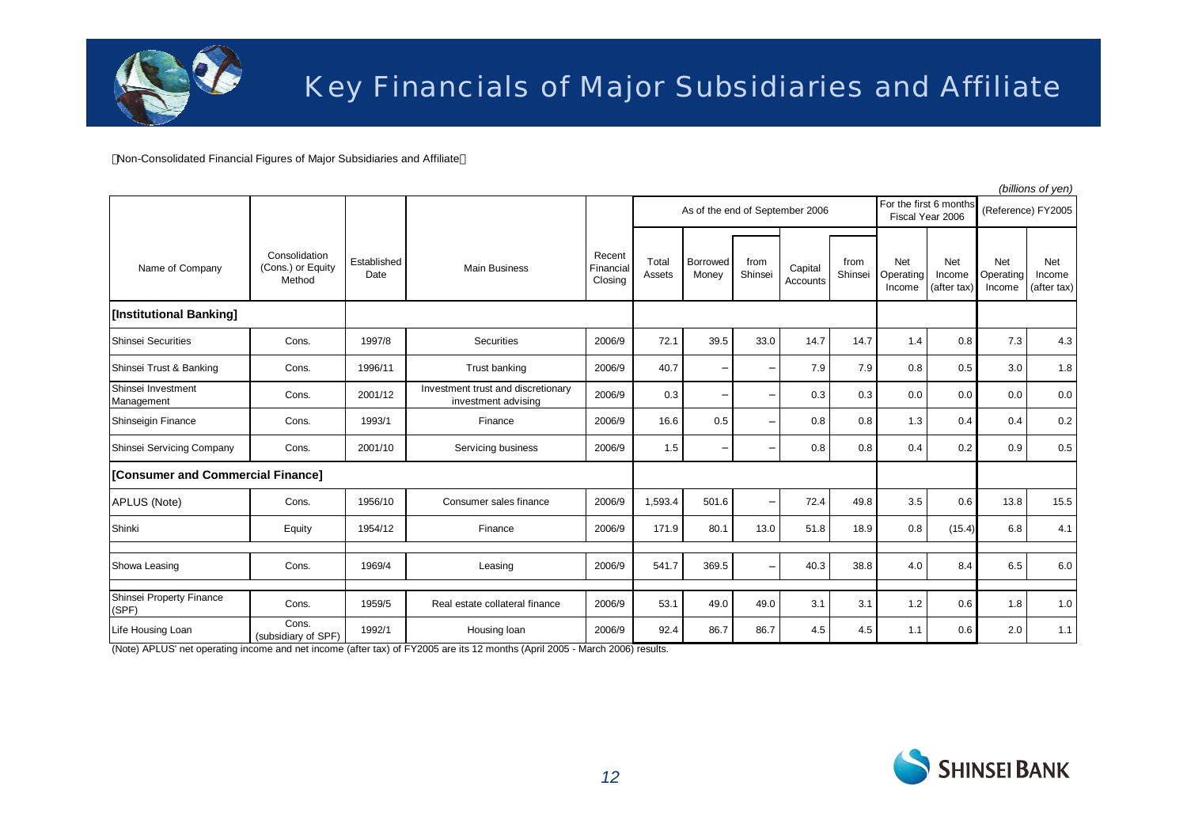# Key Financials of Major Subsidiaries and Affiliate

【Non-Consolidated Financial Figures of Major Subsidiaries and Affiliate】

*(billions of yen)*

| Name of Company | Consolidation (Cons.) or Equity Method | Established Date | Main Business | Recent Financial Closing | As of the end of September 2006 | | | | | For the first 6 months Fiscal Year 2006 | | (Reference) FY2005 | |
|---|---|---|---|---|---|---|---|---|---|---|---|---|---|
| | | | | | Total Assets | Borrowed Money | from Shinsei | Capital Accounts | from Shinsei | Net Operating Income | Net Income (after tax) | Net Operating Income | Net Income (after tax) |
| **[Institutional Banking]** | | | | | | | | | | | | | |
| Shinsei Securities | Cons. | 1997/8 | Securities | 2006/9 | 72.1 | 39.5 | 33.0 | 14.7 | 14.7 | 1.4 | 0.8 | 7.3 | 4.3 |
| Shinsei Trust & Banking | Cons. | 1996/11 | Trust banking | 2006/9 | 40.7 | – | – | 7.9 | 7.9 | 0.8 | 0.5 | 3.0 | 1.8 |
| Shinsei Investment Management | Cons. | 2001/12 | Investment trust and discretionary investment advising | 2006/9 | 0.3 | – | – | 0.3 | 0.3 | 0.0 | 0.0 | 0.0 | 0.0 |
| Shinseigin Finance | Cons. | 1993/1 | Finance | 2006/9 | 16.6 | 0.5 | – | 0.8 | 0.8 | 1.3 | 0.4 | 0.4 | 0.2 |
| Shinsei Servicing Company | Cons. | 2001/10 | Servicing business | 2006/9 | 1.5 | – | – | 0.8 | 0.8 | 0.4 | 0.2 | 0.9 | 0.5 |
| **[Consumer and Commercial Finance]** | | | | | | | | | | | | | |
| APLUS (Note) | Cons. | 1956/10 | Consumer sales finance | 2006/9 | 1,593.4 | 501.6 | – | 72.4 | 49.8 | 3.5 | 0.6 | 13.8 | 15.5 |
| Shinki | Equity | 1954/12 | Finance | 2006/9 | 171.9 | 80.1 | 13.0 | 51.8 | 18.9 | 0.8 | (15.4) | 6.8 | 4.1 |
| Showa Leasing | Cons. | 1969/4 | Leasing | 2006/9 | 541.7 | 369.5 | – | 40.3 | 38.8 | 4.0 | 8.4 | 6.5 | 6.0 |
| Shinsei Property Finance (SPF) | Cons. | 1959/5 | Real estate collateral finance | 2006/9 | 53.1 | 49.0 | 49.0 | 3.1 | 3.1 | 1.2 | 0.6 | 1.8 | 1.0 |
| Life Housing Loan | Cons. (subsidiary of SPF) | 1992/1 | Housing loan | 2006/9 | 92.4 | 86.7 | 86.7 | 4.5 | 4.5 | 1.1 | 0.6 | 2.0 | 1.1 |

(Note) APLUS' net operating income and net income (after tax) of FY2005 are its 12 months (April 2005 - March 2006) results.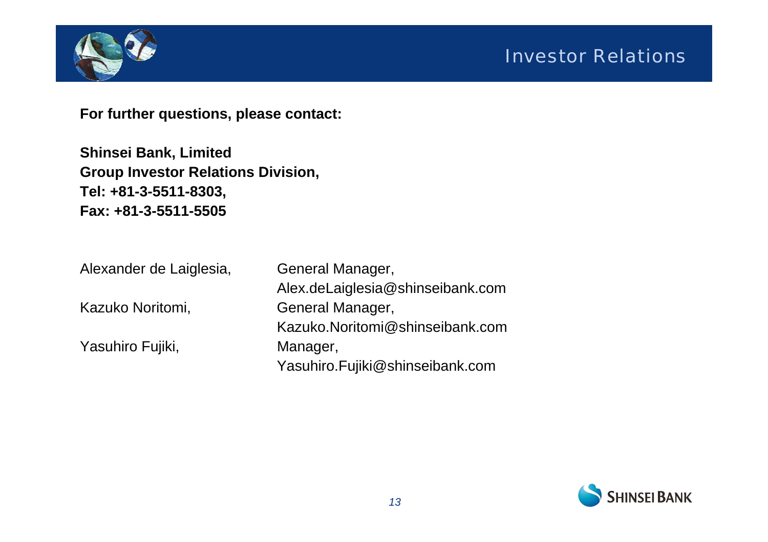# Investor Relations

**For further questions, please contact:**

**Shinsei Bank, Limited**
**Group Investor Relations Division,**
**Tel: +81-3-5511-8303,**
**Fax: +81-3-5511-5505**

| | |
|---|---|
| Alexander de Laiglesia, | General Manager, Alex.deLaiglesia@shinseibank.com |
| Kazuko Noritomi, | General Manager, Kazuko.Noritomi@shinseibank.com |
| Yasuhiro Fujiki, | Manager, Yasuhiro.Fujiki@shinseibank.com |